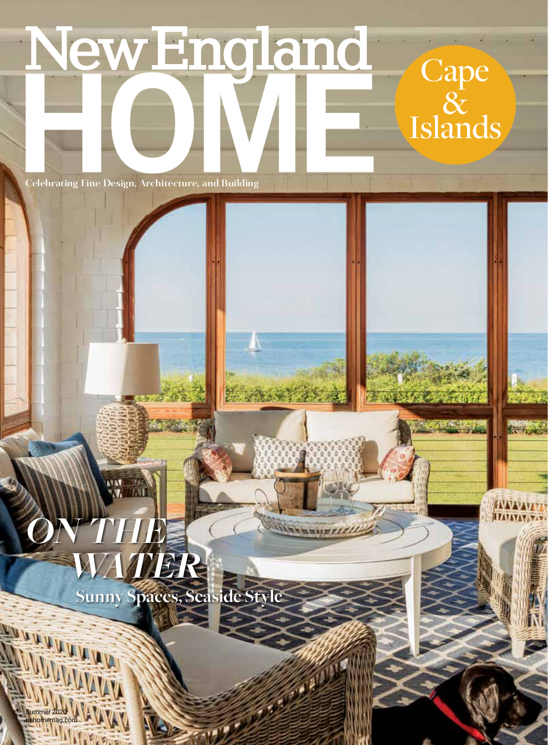# New England HOME

Celebrating Fine Design, Architecture, and Building

Cape & Islands

## *ON THE WATER*

**Sunny Spaces, Seaside Style**

Summer 2020
nehomemag.com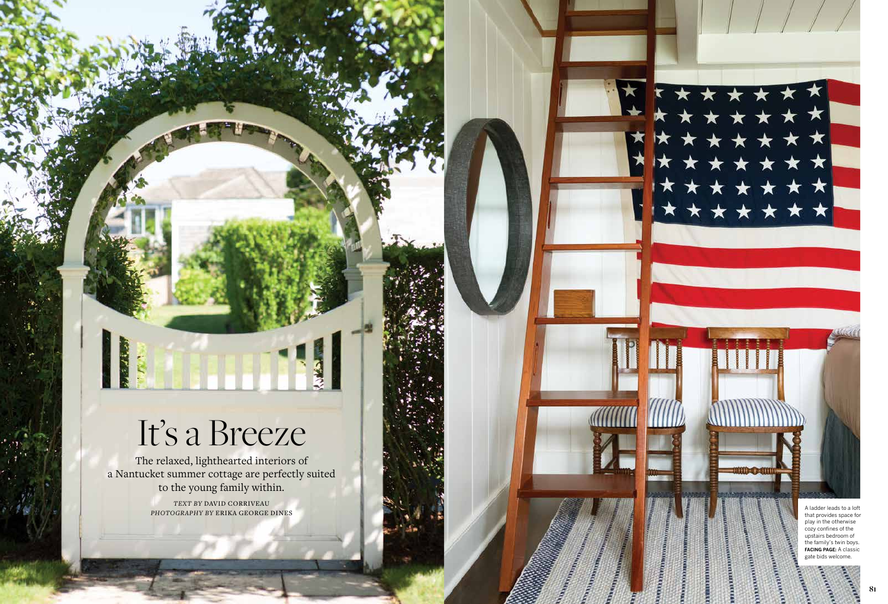# It's a Breeze

The relaxed, lighthearted interiors of a Nantucket summer cottage are perfectly suited to the young family within.

*TEXT BY* DAVID CORRIVEAU
*PHOTOGRAPHY BY* ERIKA GEORGE DINES

A ladder leads to a loft that provides space for play in the otherwise cozy confines of the upstairs bedroom of the family's twin boys. **FACING PAGE:** A classic gate bids welcome.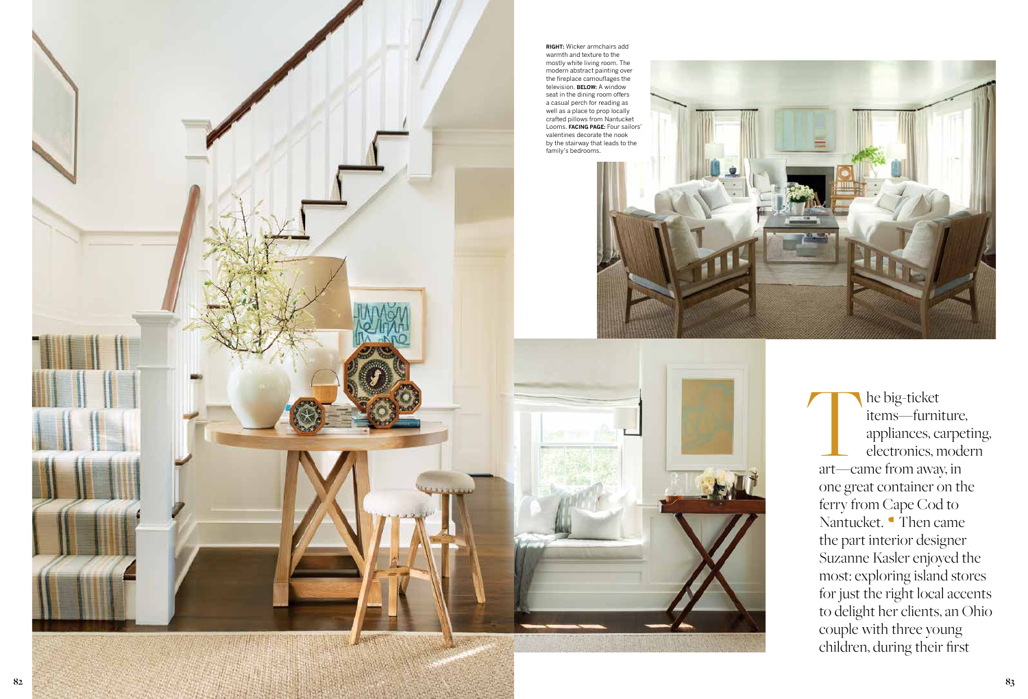**RIGHT:** Wicker armchairs add warmth and texture to the mostly white living room. The modern abstract painting over the fireplace camouflages the television. **BELOW:** A window seat in the dining room offers a casual perch for reading as well as a place to prop locally crafted pillows from Nantucket Looms. **FACING PAGE:** Four sailors' valentines decorate the nook by the stairway that leads to the family's bedrooms.

The big-ticket items—furniture, appliances, carpeting, electronics, modern art—came from away, in one great container on the ferry from Cape Cod to Nantucket. ◖ Then came the part interior designer Suzanne Kasler enjoyed the most: exploring island stores for just the right local accents to delight her clients, an Ohio couple with three young children, during their first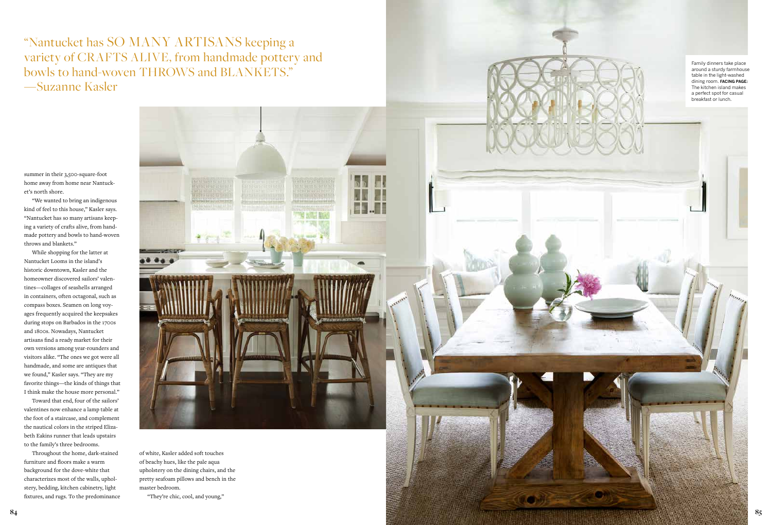"Nantucket has SO MANY ARTISANS keeping a variety of CRAFTS ALIVE, from handmade pottery and bowls to hand-woven THROWS and BLANKETS."
—Suzanne Kasler

summer in their 3,500-square-foot home away from home near Nantucket's north shore.

"We wanted to bring an indigenous kind of feel to this house," Kasler says. "Nantucket has so many artisans keeping a variety of crafts alive, from handmade pottery and bowls to hand-woven throws and blankets."

While shopping for the latter at Nantucket Looms in the island's historic downtown, Kasler and the homeowner discovered sailors' valentines—collages of seashells arranged in containers, often octagonal, such as compass boxes. Seamen on long voyages frequently acquired the keepsakes during stops on Barbados in the 1700s and 1800s. Nowadays, Nantucket artisans find a ready market for their own versions among year-rounders and visitors alike. "The ones we got were all handmade, and some are antiques that we found," Kasler says. "They are my favorite things—the kinds of things that I think make the house more personal."

Toward that end, four of the sailors' valentines now enhance a lamp table at the foot of a staircase, and complement the nautical colors in the striped Elizabeth Eakins runner that leads upstairs to the family's three bedrooms.

Throughout the home, dark-stained furniture and floors make a warm background for the dove-white that characterizes most of the walls, upholstery, bedding, kitchen cabinetry, light fixtures, and rugs. To the predominance of white, Kasler added soft touches of beachy hues, like the pale aqua upholstery on the dining chairs, and the pretty seafoam pillows and bench in the master bedroom.

"They're chic, cool, and young,"

Family dinners take place around a sturdy farmhouse table in the light-washed dining room. **FACING PAGE:** The kitchen island makes a perfect spot for casual breakfast or lunch.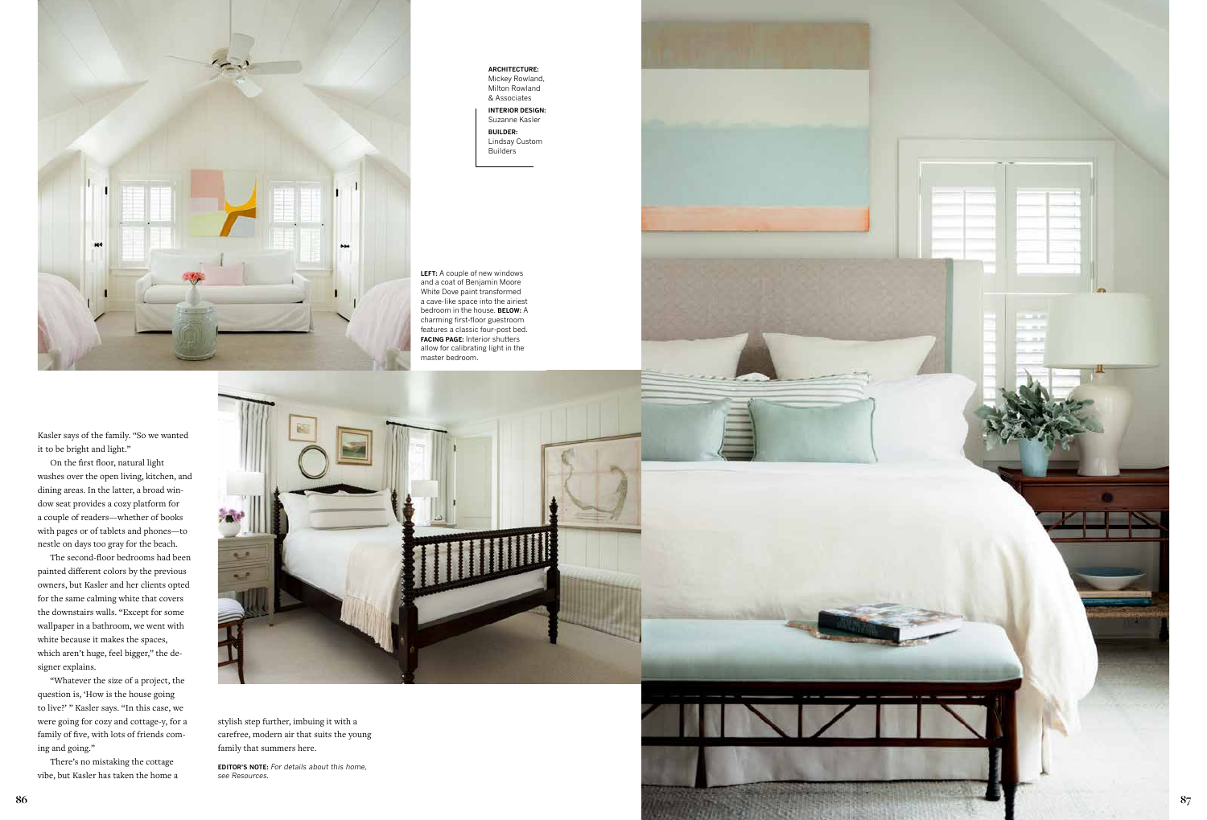**ARCHITECTURE:**
Mickey Rowland, Milton Rowland & Associates

**INTERIOR DESIGN:**
Suzanne Kasler

**BUILDER:**
Lindsay Custom Builders

**LEFT:** A couple of new windows and a coat of Benjamin Moore White Dove paint transformed a cave-like space into the airiest bedroom in the house. **BELOW:** A charming first-floor guestroom features a classic four-post bed. **FACING PAGE:** Interior shutters allow for calibrating light in the master bedroom.

Kasler says of the family. "So we wanted it to be bright and light."

On the first floor, natural light washes over the open living, kitchen, and dining areas. In the latter, a broad window seat provides a cozy platform for a couple of readers—whether of books with pages or of tablets and phones—to nestle on days too gray for the beach.

The second-floor bedrooms had been painted different colors by the previous owners, but Kasler and her clients opted for the same calming white that covers the downstairs walls. "Except for some wallpaper in a bathroom, we went with white because it makes the spaces, which aren't huge, feel bigger," the designer explains.

"Whatever the size of a project, the question is, 'How is the house going to live?' " Kasler says. "In this case, we were going for cozy and cottage-y, for a family of five, with lots of friends coming and going."

There's no mistaking the cottage vibe, but Kasler has taken the home a stylish step further, imbuing it with a carefree, modern air that suits the young family that summers here.

**EDITOR'S NOTE:** *For details about this home, see Resources.*